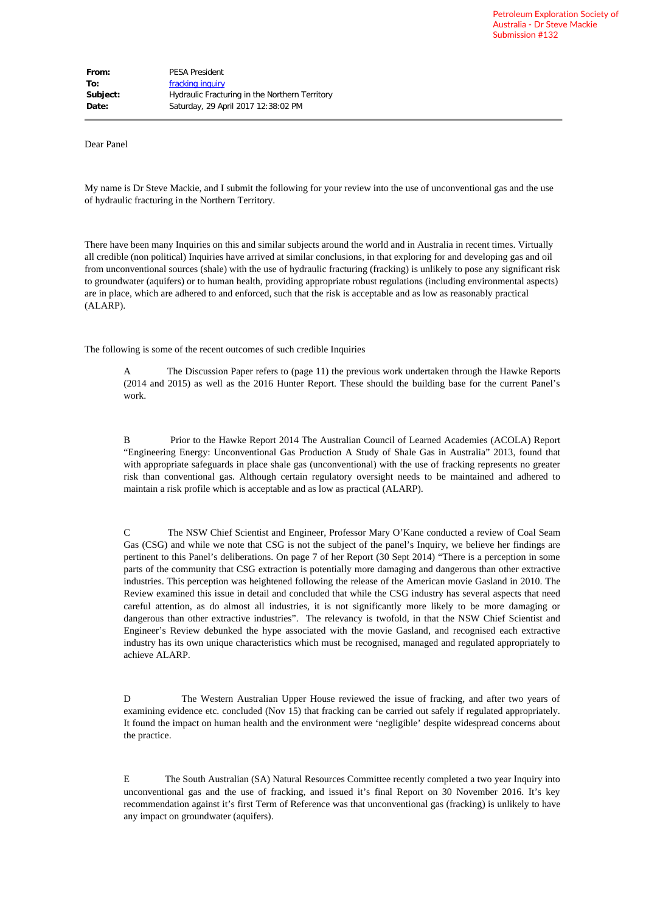Petroleum Exploration Society of Australia - Dr Steve Mackie
Submission #132

**From:** PESA President
**To:** fracking inquiry
**Subject:** Hydraulic Fracturing in the Northern Territory
**Date:** Saturday, 29 April 2017 12:38:02 PM

---

Dear Panel

My name is Dr Steve Mackie, and I submit the following for your review into the use of unconventional gas and the use of hydraulic fracturing in the Northern Territory.

There have been many Inquiries on this and similar subjects around the world and in Australia in recent times. Virtually all credible (non political) Inquiries have arrived at similar conclusions, in that exploring for and developing gas and oil from unconventional sources (shale) with the use of hydraulic fracturing (fracking) is unlikely to pose any significant risk to groundwater (aquifers) or to human health, providing appropriate robust regulations (including environmental aspects) are in place, which are adhered to and enforced, such that the risk is acceptable and as low as reasonably practical (ALARP).

The following is some of the recent outcomes of such credible Inquiries

A The Discussion Paper refers to (page 11) the previous work undertaken through the Hawke Reports (2014 and 2015) as well as the 2016 Hunter Report. These should the building base for the current Panel's work.

B Prior to the Hawke Report 2014 The Australian Council of Learned Academies (ACOLA) Report "Engineering Energy: Unconventional Gas Production A Study of Shale Gas in Australia" 2013, found that with appropriate safeguards in place shale gas (unconventional) with the use of fracking represents no greater risk than conventional gas. Although certain regulatory oversight needs to be maintained and adhered to maintain a risk profile which is acceptable and as low as practical (ALARP).

C The NSW Chief Scientist and Engineer, Professor Mary O'Kane conducted a review of Coal Seam Gas (CSG) and while we note that CSG is not the subject of the panel's Inquiry, we believe her findings are pertinent to this Panel's deliberations. On page 7 of her Report (30 Sept 2014) "There is a perception in some parts of the community that CSG extraction is potentially more damaging and dangerous than other extractive industries. This perception was heightened following the release of the American movie Gasland in 2010. The Review examined this issue in detail and concluded that while the CSG industry has several aspects that need careful attention, as do almost all industries, it is not significantly more likely to be more damaging or dangerous than other extractive industries". The relevancy is twofold, in that the NSW Chief Scientist and Engineer's Review debunked the hype associated with the movie Gasland, and recognised each extractive industry has its own unique characteristics which must be recognised, managed and regulated appropriately to achieve ALARP.

D The Western Australian Upper House reviewed the issue of fracking, and after two years of examining evidence etc. concluded (Nov 15) that fracking can be carried out safely if regulated appropriately. It found the impact on human health and the environment were 'negligible' despite widespread concerns about the practice.

E The South Australian (SA) Natural Resources Committee recently completed a two year Inquiry into unconventional gas and the use of fracking, and issued it's final Report on 30 November 2016. It's key recommendation against it's first Term of Reference was that unconventional gas (fracking) is unlikely to have any impact on groundwater (aquifers).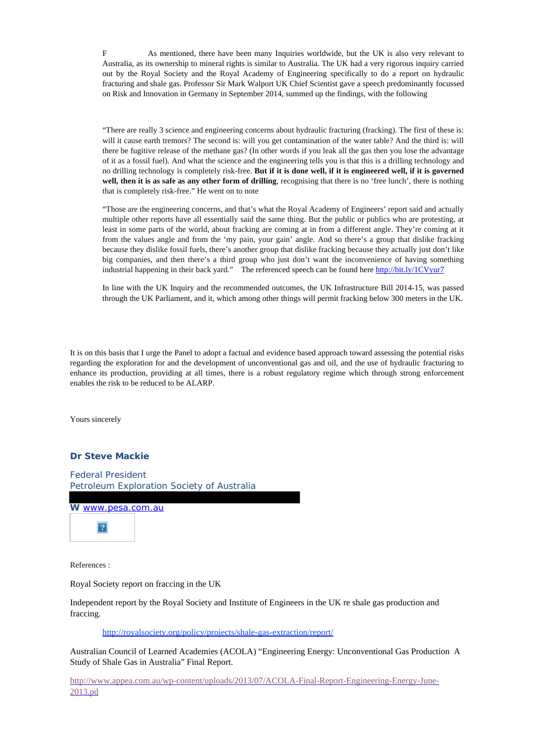F As mentioned, there have been many Inquiries worldwide, but the UK is also very relevant to Australia, as its ownership to mineral rights is similar to Australia. The UK had a very rigorous inquiry carried out by the Royal Society and the Royal Academy of Engineering specifically to do a report on hydraulic fracturing and shale gas. Professor Sir Mark Walport UK Chief Scientist gave a speech predominantly focussed on Risk and Innovation in Germany in September 2014, summed up the findings, with the following

"There are really 3 science and engineering concerns about hydraulic fracturing (fracking). The first of these is: will it cause earth tremors? The second is: will you get contamination of the water table? And the third is: will there be fugitive release of the methane gas? (In other words if you leak all the gas then you lose the advantage of it as a fossil fuel). And what the science and the engineering tells you is that this is a drilling technology and no drilling technology is completely risk-free. **But if it is done well, if it is engineered well, if it is governed well, then it is as safe as any other form of drilling**, recognising that there is no 'free lunch', there is nothing that is completely risk-free." He went on to note

"Those are the engineering concerns, and that's what the Royal Academy of Engineers' report said and actually multiple other reports have all essentially said the same thing. But the public or publics who are protesting, at least in some parts of the world, about fracking are coming at in from a different angle. They're coming at it from the values angle and from the 'my pain, your gain' angle. And so there's a group that dislike fracking because they dislike fossil fuels, there's another group that dislike fracking because they actually just don't like big companies, and then there's a third group who just don't want the inconvenience of having something industrial happening in their back yard." The referenced speech can be found here http://bit.ly/1CVyur7

In line with the UK Inquiry and the recommended outcomes, the UK Infrastructure Bill 2014-15, was passed through the UK Parliament, and it, which among other things will permit fracking below 300 meters in the UK.

It is on this basis that I urge the Panel to adopt a factual and evidence based approach toward assessing the potential risks regarding the exploration for and the development of unconventional gas and oil, and the use of hydraulic fracturing to enhance its production, providing at all times, there is a robust regulatory regime which through strong enforcement enables the risk to be reduced to be ALARP.

Yours sincerely

**Dr Steve Mackie**

Federal President
Petroleum Exploration Society of Australia

**W** www.pesa.com.au

References :

Royal Society report on fraccing in the UK

Independent report by the Royal Society and Institute of Engineers in the UK re shale gas production and fraccing.

http://royalsociety.org/policy/projects/shale-gas-extraction/report/

Australian Council of Learned Academies (ACOLA) "Engineering Energy: Unconventional Gas Production A Study of Shale Gas in Australia" Final Report.

http://www.appea.com.au/wp-content/uploads/2013/07/ACOLA-Final-Report-Engineering-Energy-June-2013.pd